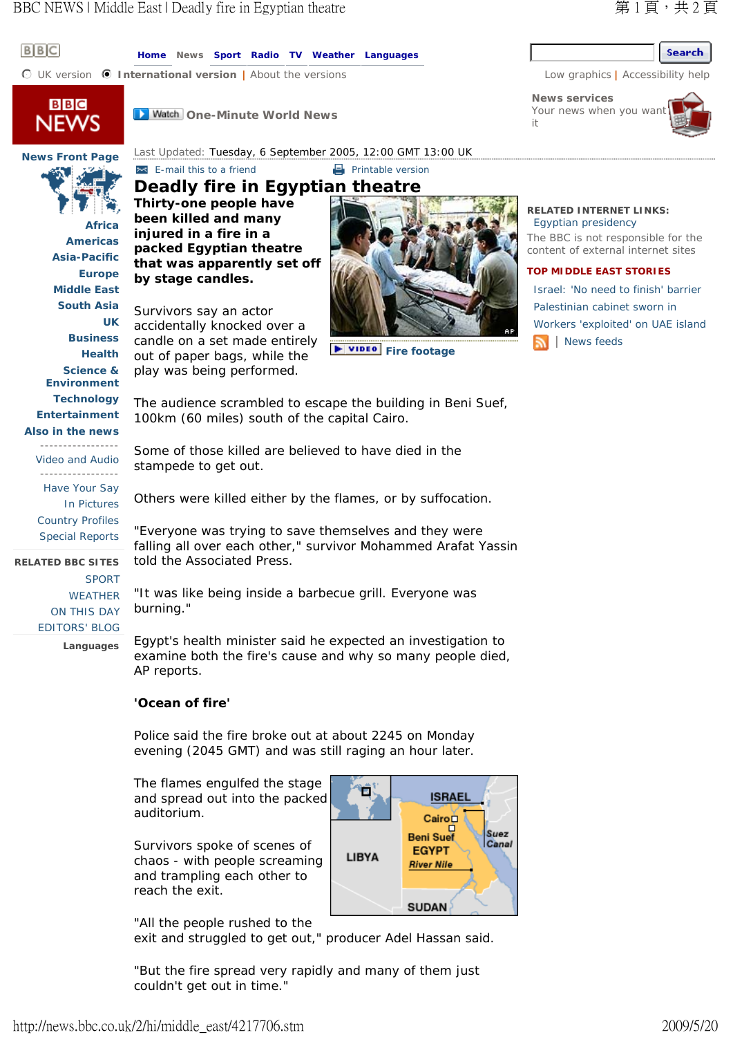Last Updated: Tuesday, 6 September 2005, 12:00 GMT 13:00 UK

# Deadly fire in Egyptian theatre

**Thirty-one people have been killed and many injured in a fire in a packed Egyptian theatre that was apparently set off by stage candles.**

Survivors say an actor accidentally knocked over a candle on a set made entirely out of paper bags, while the play was being performed.

The audience scrambled to escape the building in Beni Suef, 100km (60 miles) south of the capital Cairo.

Some of those killed are believed to have died in the stampede to get out.

Others were killed either by the flames, or by suffocation.

"Everyone was trying to save themselves and they were falling all over each other," survivor Mohammed Arafat Yassin told the Associated Press.

"It was like being inside a barbecue grill. Everyone was burning."

Egypt's health minister said he expected an investigation to examine both the fire's cause and why so many people died, AP reports.

**'Ocean of fire'**

Police said the fire broke out at about 2245 on Monday evening (2045 GMT) and was still raging an hour later.

The flames engulfed the stage and spread out into the packed auditorium.

Survivors spoke of scenes of chaos - with people screaming and trampling each other to reach the exit.

"All the people rushed to the exit and struggled to get out," producer Adel Hassan said.

"But the fire spread very rapidly and many of them just couldn't get out in time."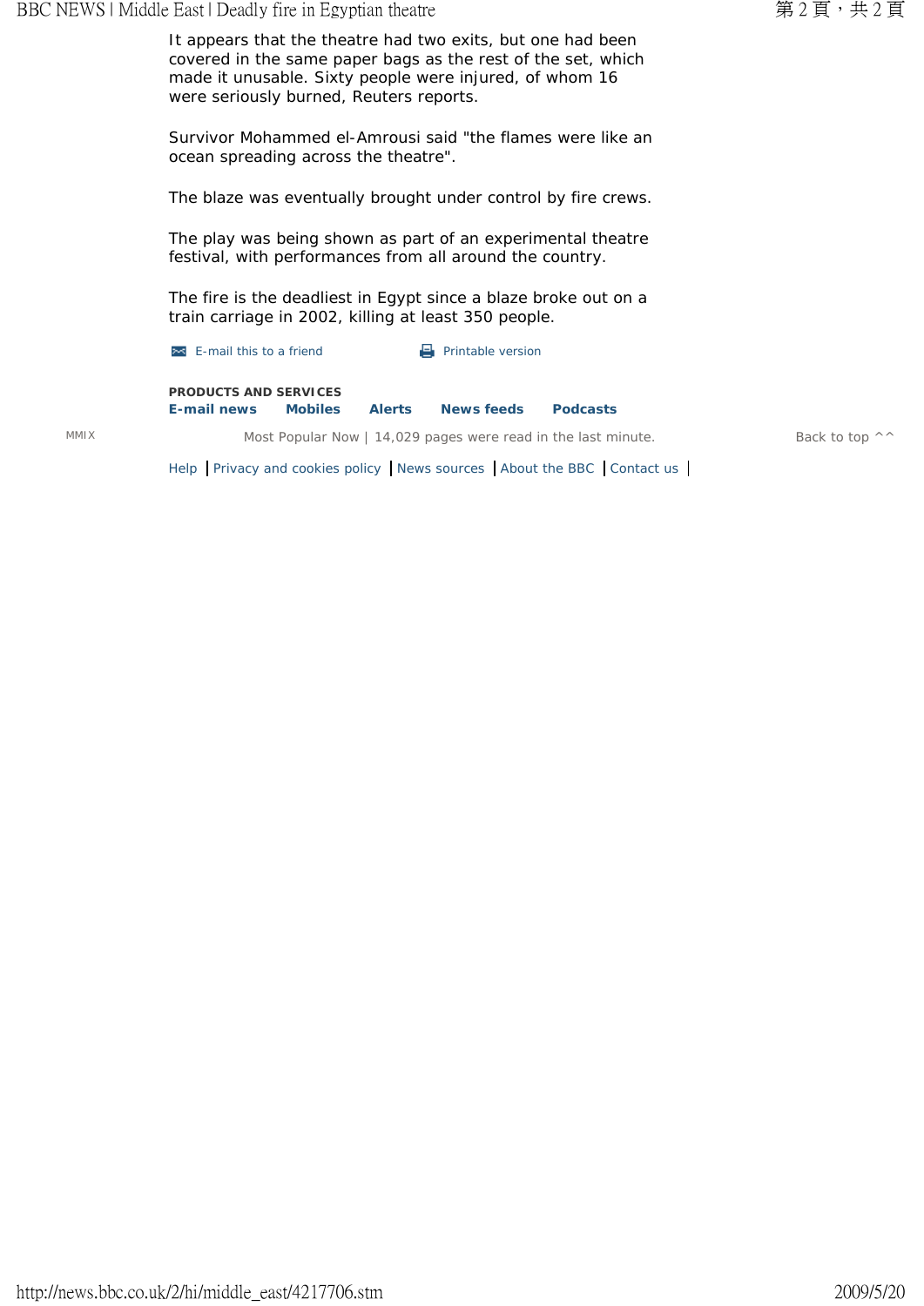It appears that the theatre had two exits, but one had been covered in the same paper bags as the rest of the set, which made it unusable. Sixty people were injured, of whom 16 were seriously burned, Reuters reports.

Survivor Mohammed el-Amrousi said "the flames were like an ocean spreading across the theatre".

The blaze was eventually brought under control by fire crews.

The play was being shown as part of an experimental theatre festival, with performances from all around the country.

The fire is the deadliest in Egypt since a blaze broke out on a train carriage in 2002, killing at least 350 people.

E-mail this to a friend | Printable version

**PRODUCTS AND SERVICES**

**E-mail news** **Mobiles** **Alerts** **News feeds** **Podcasts**

MMIX

Most Popular Now | 14,029 pages were read in the last minute.

Back to top ^^

Help | Privacy and cookies policy | News sources | About the BBC | Contact us |